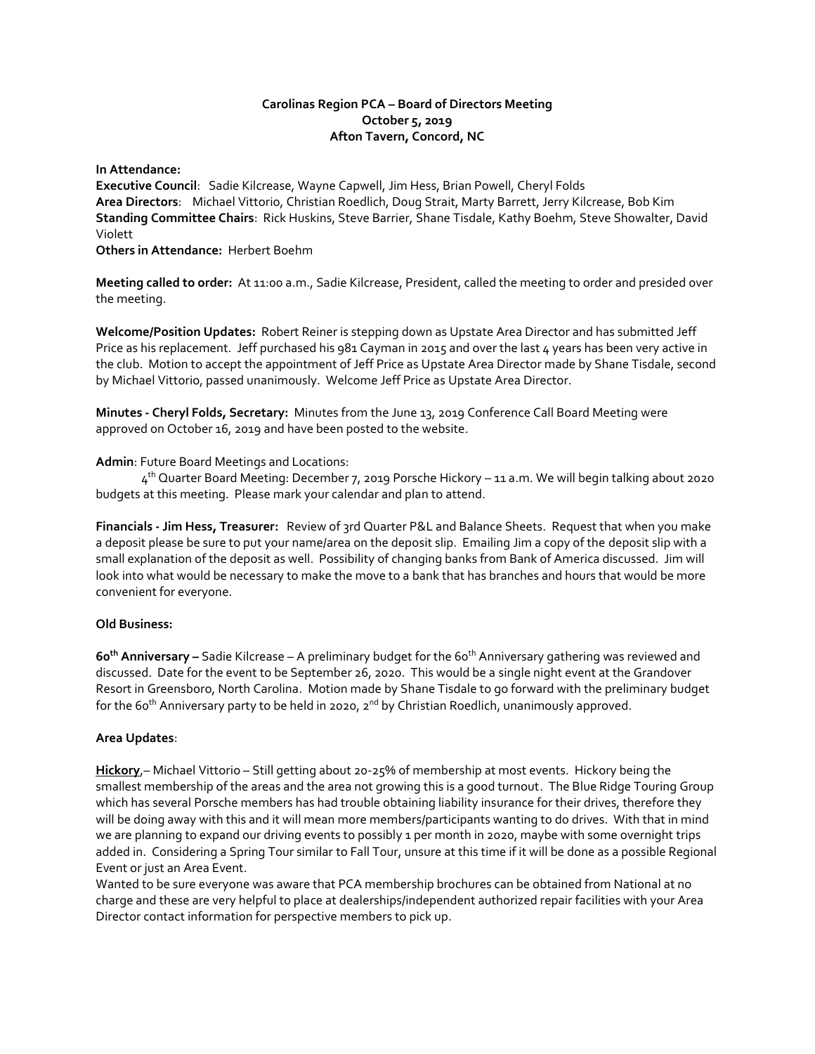**Carolinas Region PCA – Board of Directors Meeting**
**October 5, 2019**
**Afton Tavern, Concord, NC**

**In Attendance:**
**Executive Council**: Sadie Kilcrease, Wayne Capwell, Jim Hess, Brian Powell, Cheryl Folds
**Area Directors**: Michael Vittorio, Christian Roedlich, Doug Strait, Marty Barrett, Jerry Kilcrease, Bob Kim
**Standing Committee Chairs**: Rick Huskins, Steve Barrier, Shane Tisdale, Kathy Boehm, Steve Showalter, David Violett
**Others in Attendance:** Herbert Boehm

**Meeting called to order:** At 11:00 a.m., Sadie Kilcrease, President, called the meeting to order and presided over the meeting.

**Welcome/Position Updates:** Robert Reiner is stepping down as Upstate Area Director and has submitted Jeff Price as his replacement. Jeff purchased his 981 Cayman in 2015 and over the last 4 years has been very active in the club. Motion to accept the appointment of Jeff Price as Upstate Area Director made by Shane Tisdale, second by Michael Vittorio, passed unanimously. Welcome Jeff Price as Upstate Area Director.

**Minutes - Cheryl Folds, Secretary:** Minutes from the June 13, 2019 Conference Call Board Meeting were approved on October 16, 2019 and have been posted to the website.

**Admin**: Future Board Meetings and Locations:

4th Quarter Board Meeting: December 7, 2019 Porsche Hickory – 11 a.m. We will begin talking about 2020 budgets at this meeting. Please mark your calendar and plan to attend.

**Financials - Jim Hess, Treasurer:** Review of 3rd Quarter P&L and Balance Sheets. Request that when you make a deposit please be sure to put your name/area on the deposit slip. Emailing Jim a copy of the deposit slip with a small explanation of the deposit as well. Possibility of changing banks from Bank of America discussed. Jim will look into what would be necessary to make the move to a bank that has branches and hours that would be more convenient for everyone.

**Old Business:**

**60th Anniversary –** Sadie Kilcrease – A preliminary budget for the 60th Anniversary gathering was reviewed and discussed. Date for the event to be September 26, 2020. This would be a single night event at the Grandover Resort in Greensboro, North Carolina. Motion made by Shane Tisdale to go forward with the preliminary budget for the 60th Anniversary party to be held in 2020, 2nd by Christian Roedlich, unanimously approved.

**Area Updates**:

**Hickory**,– Michael Vittorio – Still getting about 20-25% of membership at most events. Hickory being the smallest membership of the areas and the area not growing this is a good turnout. The Blue Ridge Touring Group which has several Porsche members has had trouble obtaining liability insurance for their drives, therefore they will be doing away with this and it will mean more members/participants wanting to do drives. With that in mind we are planning to expand our driving events to possibly 1 per month in 2020, maybe with some overnight trips added in. Considering a Spring Tour similar to Fall Tour, unsure at this time if it will be done as a possible Regional Event or just an Area Event.

Wanted to be sure everyone was aware that PCA membership brochures can be obtained from National at no charge and these are very helpful to place at dealerships/independent authorized repair facilities with your Area Director contact information for perspective members to pick up.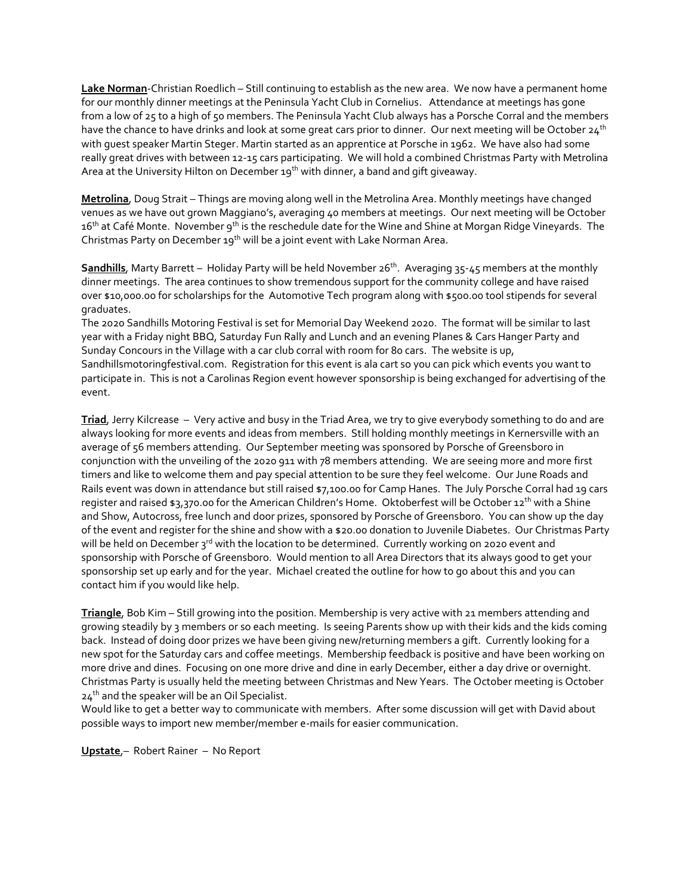**Lake Norman**-Christian Roedlich – Still continuing to establish as the new area. We now have a permanent home for our monthly dinner meetings at the Peninsula Yacht Club in Cornelius. Attendance at meetings has gone from a low of 25 to a high of 50 members. The Peninsula Yacht Club always has a Porsche Corral and the members have the chance to have drinks and look at some great cars prior to dinner. Our next meeting will be October 24th with guest speaker Martin Steger. Martin started as an apprentice at Porsche in 1962. We have also had some really great drives with between 12-15 cars participating. We will hold a combined Christmas Party with Metrolina Area at the University Hilton on December 19th with dinner, a band and gift giveaway.

**Metrolina**, Doug Strait – Things are moving along well in the Metrolina Area. Monthly meetings have changed venues as we have out grown Maggiano's, averaging 40 members at meetings. Our next meeting will be October 16th at Café Monte. November 9th is the reschedule date for the Wine and Shine at Morgan Ridge Vineyards. The Christmas Party on December 19th will be a joint event with Lake Norman Area.

**Sandhills**, Marty Barrett – Holiday Party will be held November 26th. Averaging 35-45 members at the monthly dinner meetings. The area continues to show tremendous support for the community college and have raised over $10,000.00 for scholarships for the Automotive Tech program along with $500.00 tool stipends for several graduates.

The 2020 Sandhills Motoring Festival is set for Memorial Day Weekend 2020. The format will be similar to last year with a Friday night BBQ, Saturday Fun Rally and Lunch and an evening Planes & Cars Hanger Party and Sunday Concours in the Village with a car club corral with room for 80 cars. The website is up, Sandhillsmotoringfestival.com. Registration for this event is ala cart so you can pick which events you want to participate in. This is not a Carolinas Region event however sponsorship is being exchanged for advertising of the event.

**Triad**, Jerry Kilcrease – Very active and busy in the Triad Area, we try to give everybody something to do and are always looking for more events and ideas from members. Still holding monthly meetings in Kernersville with an average of 56 members attending. Our September meeting was sponsored by Porsche of Greensboro in conjunction with the unveiling of the 2020 911 with 78 members attending. We are seeing more and more first timers and like to welcome them and pay special attention to be sure they feel welcome. Our June Roads and Rails event was down in attendance but still raised $7,100.00 for Camp Hanes. The July Porsche Corral had 19 cars register and raised $3,370.00 for the American Children's Home. Oktoberfest will be October 12th with a Shine and Show, Autocross, free lunch and door prizes, sponsored by Porsche of Greensboro. You can show up the day of the event and register for the shine and show with a $20.00 donation to Juvenile Diabetes. Our Christmas Party will be held on December 3rd with the location to be determined. Currently working on 2020 event and sponsorship with Porsche of Greensboro. Would mention to all Area Directors that its always good to get your sponsorship set up early and for the year. Michael created the outline for how to go about this and you can contact him if you would like help.

**Triangle**, Bob Kim – Still growing into the position. Membership is very active with 21 members attending and growing steadily by 3 members or so each meeting. Is seeing Parents show up with their kids and the kids coming back. Instead of doing door prizes we have been giving new/returning members a gift. Currently looking for a new spot for the Saturday cars and coffee meetings. Membership feedback is positive and have been working on more drive and dines. Focusing on one more drive and dine in early December, either a day drive or overnight. Christmas Party is usually held the meeting between Christmas and New Years. The October meeting is October 24th and the speaker will be an Oil Specialist.

Would like to get a better way to communicate with members. After some discussion will get with David about possible ways to import new member/member e-mails for easier communication.

**Upstate**,– Robert Rainer – No Report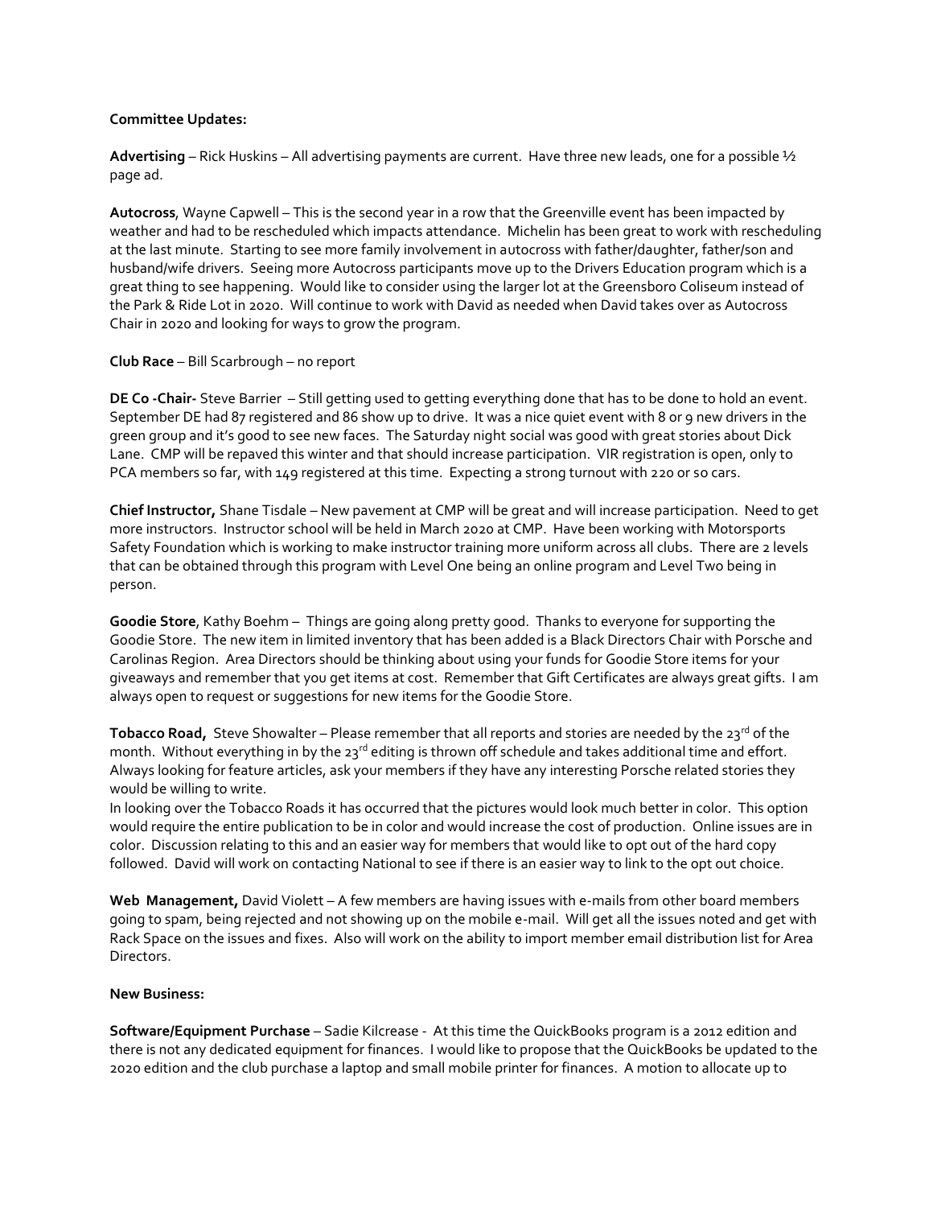**Committee Updates:**

**Advertising** – Rick Huskins – All advertising payments are current. Have three new leads, one for a possible ½ page ad.

**Autocross**, Wayne Capwell – This is the second year in a row that the Greenville event has been impacted by weather and had to be rescheduled which impacts attendance. Michelin has been great to work with rescheduling at the last minute. Starting to see more family involvement in autocross with father/daughter, father/son and husband/wife drivers. Seeing more Autocross participants move up to the Drivers Education program which is a great thing to see happening. Would like to consider using the larger lot at the Greensboro Coliseum instead of the Park & Ride Lot in 2020. Will continue to work with David as needed when David takes over as Autocross Chair in 2020 and looking for ways to grow the program.

**Club Race** – Bill Scarbrough – no report

**DE Co -Chair-** Steve Barrier – Still getting used to getting everything done that has to be done to hold an event. September DE had 87 registered and 86 show up to drive. It was a nice quiet event with 8 or 9 new drivers in the green group and it's good to see new faces. The Saturday night social was good with great stories about Dick Lane. CMP will be repaved this winter and that should increase participation. VIR registration is open, only to PCA members so far, with 149 registered at this time. Expecting a strong turnout with 220 or so cars.

**Chief Instructor,** Shane Tisdale – New pavement at CMP will be great and will increase participation. Need to get more instructors. Instructor school will be held in March 2020 at CMP. Have been working with Motorsports Safety Foundation which is working to make instructor training more uniform across all clubs. There are 2 levels that can be obtained through this program with Level One being an online program and Level Two being in person.

**Goodie Store**, Kathy Boehm – Things are going along pretty good. Thanks to everyone for supporting the Goodie Store. The new item in limited inventory that has been added is a Black Directors Chair with Porsche and Carolinas Region. Area Directors should be thinking about using your funds for Goodie Store items for your giveaways and remember that you get items at cost. Remember that Gift Certificates are always great gifts. I am always open to request or suggestions for new items for the Goodie Store.

**Tobacco Road,** Steve Showalter – Please remember that all reports and stories are needed by the 23rd of the month. Without everything in by the 23rd editing is thrown off schedule and takes additional time and effort. Always looking for feature articles, ask your members if they have any interesting Porsche related stories they would be willing to write.
In looking over the Tobacco Roads it has occurred that the pictures would look much better in color. This option would require the entire publication to be in color and would increase the cost of production. Online issues are in color. Discussion relating to this and an easier way for members that would like to opt out of the hard copy followed. David will work on contacting National to see if there is an easier way to link to the opt out choice.

**Web Management,** David Violett – A few members are having issues with e-mails from other board members going to spam, being rejected and not showing up on the mobile e-mail. Will get all the issues noted and get with Rack Space on the issues and fixes. Also will work on the ability to import member email distribution list for Area Directors.

**New Business:**

**Software/Equipment Purchase** – Sadie Kilcrease - At this time the QuickBooks program is a 2012 edition and there is not any dedicated equipment for finances. I would like to propose that the QuickBooks be updated to the 2020 edition and the club purchase a laptop and small mobile printer for finances. A motion to allocate up to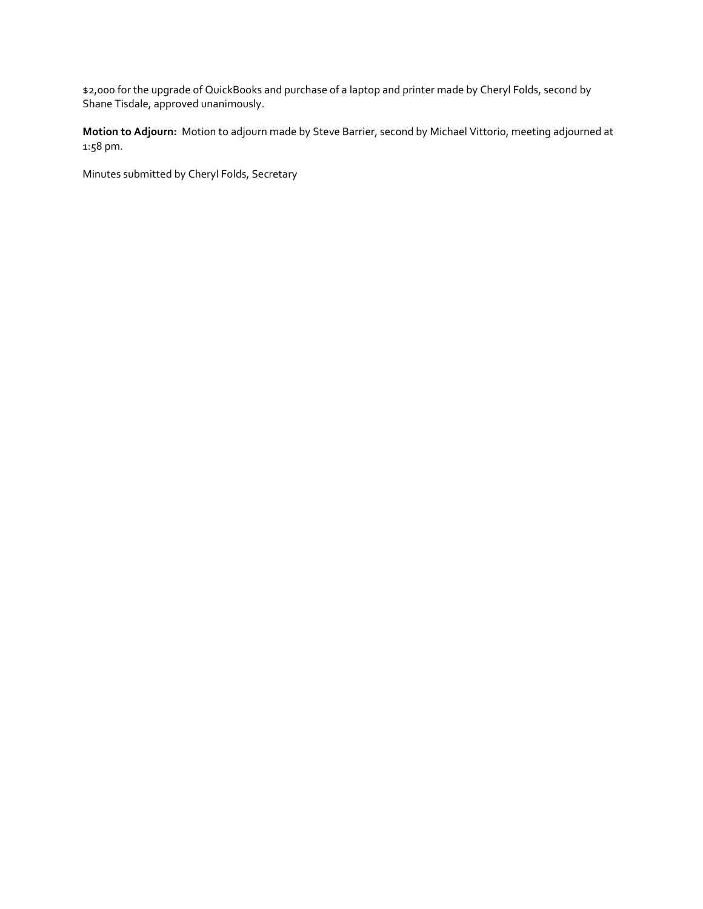$2,000 for the upgrade of QuickBooks and purchase of a laptop and printer made by Cheryl Folds, second by Shane Tisdale, approved unanimously.

**Motion to Adjourn:** Motion to adjourn made by Steve Barrier, second by Michael Vittorio, meeting adjourned at 1:58 pm.

Minutes submitted by Cheryl Folds, Secretary